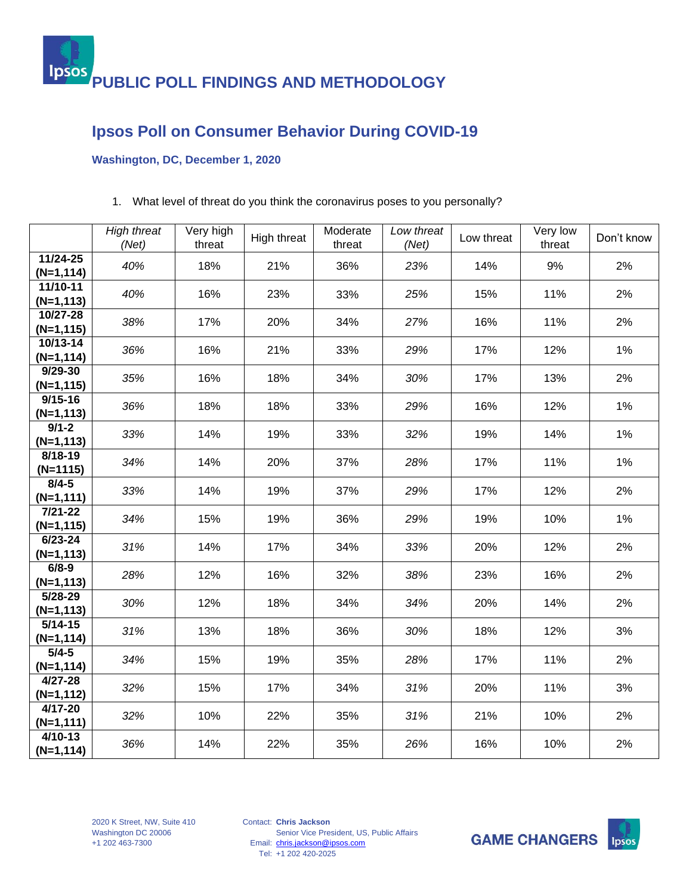# PUBLIC POLL FINDINGS AND METHODOLOGY

## Ipsos Poll on Consumer Behavior During COVID-19

### Washington, DC, December 1, 2020

1. What level of threat do you think the coronavirus poses to you personally?

| | *High threat (Net)* | Very high threat | High threat | Moderate threat | *Low threat (Net)* | Low threat | Very low threat | Don't know |
|---|---|---|---|---|---|---|---|---|
| **11/24-25 (N=1,114)** | *40%* | 18% | 21% | 36% | *23%* | 14% | 9% | 2% |
| **11/10-11 (N=1,113)** | *40%* | 16% | 23% | 33% | *25%* | 15% | 11% | 2% |
| **10/27-28 (N=1,115)** | *38%* | 17% | 20% | 34% | *27%* | 16% | 11% | 2% |
| **10/13-14 (N=1,114)** | *36%* | 16% | 21% | 33% | *29%* | 17% | 12% | 1% |
| **9/29-30 (N=1,115)** | *35%* | 16% | 18% | 34% | *30%* | 17% | 13% | 2% |
| **9/15-16 (N=1,113)** | *36%* | 18% | 18% | 33% | *29%* | 16% | 12% | 1% |
| **9/1-2 (N=1,113)** | *33%* | 14% | 19% | 33% | *32%* | 19% | 14% | 1% |
| **8/18-19 (N=1115)** | *34%* | 14% | 20% | 37% | *28%* | 17% | 11% | 1% |
| **8/4-5 (N=1,111)** | *33%* | 14% | 19% | 37% | *29%* | 17% | 12% | 2% |
| **7/21-22 (N=1,115)** | *34%* | 15% | 19% | 36% | *29%* | 19% | 10% | 1% |
| **6/23-24 (N=1,113)** | *31%* | 14% | 17% | 34% | *33%* | 20% | 12% | 2% |
| **6/8-9 (N=1,113)** | *28%* | 12% | 16% | 32% | *38%* | 23% | 16% | 2% |
| **5/28-29 (N=1,113)** | *30%* | 12% | 18% | 34% | *34%* | 20% | 14% | 2% |
| **5/14-15 (N=1,114)** | *31%* | 13% | 18% | 36% | *30%* | 18% | 12% | 3% |
| **5/4-5 (N=1,114)** | *34%* | 15% | 19% | 35% | *28%* | 17% | 11% | 2% |
| **4/27-28 (N=1,112)** | *32%* | 15% | 17% | 34% | *31%* | 20% | 11% | 3% |
| **4/17-20 (N=1,111)** | *32%* | 10% | 22% | 35% | *31%* | 21% | 10% | 2% |
| **4/10-13 (N=1,114)** | *36%* | 14% | 22% | 35% | *26%* | 16% | 10% | 2% |

2020 K Street, NW, Suite 410
Washington DC 20006
+1 202 463-7300

Contact: **Chris Jackson**
Senior Vice President, US, Public Affairs
Email: chris.jackson@ipsos.com
Tel: +1 202 420-2025

GAME CHANGERS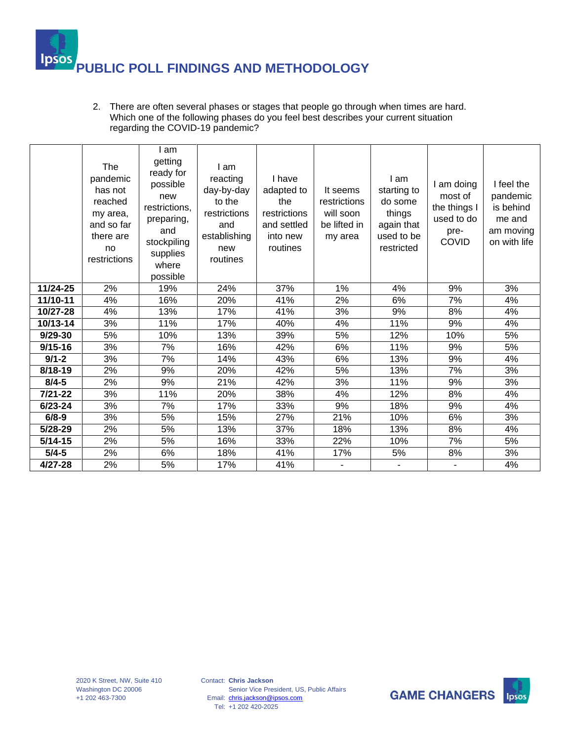# PUBLIC POLL FINDINGS AND METHODOLOGY

2. There are often several phases or stages that people go through when times are hard. Which one of the following phases do you feel best describes your current situation regarding the COVID-19 pandemic?

| | The pandemic has not reached my area, and so far there are no restrictions | I am getting ready for possible new restrictions, preparing, and stockpiling supplies where possible | I am reacting day-by-day to the restrictions and establishing new routines | I have adapted to the restrictions and settled into new routines | It seems restrictions will soon be lifted in my area | I am starting to do some things again that used to be restricted | I am doing most of the things I used to do pre-COVID | I feel the pandemic is behind me and am moving on with life |
|---|---|---|---|---|---|---|---|---|
| **11/24-25** | 2% | 19% | 24% | 37% | 1% | 4% | 9% | 3% |
| **11/10-11** | 4% | 16% | 20% | 41% | 2% | 6% | 7% | 4% |
| **10/27-28** | 4% | 13% | 17% | 41% | 3% | 9% | 8% | 4% |
| **10/13-14** | 3% | 11% | 17% | 40% | 4% | 11% | 9% | 4% |
| **9/29-30** | 5% | 10% | 13% | 39% | 5% | 12% | 10% | 5% |
| **9/15-16** | 3% | 7% | 16% | 42% | 6% | 11% | 9% | 5% |
| **9/1-2** | 3% | 7% | 14% | 43% | 6% | 13% | 9% | 4% |
| **8/18-19** | 2% | 9% | 20% | 42% | 5% | 13% | 7% | 3% |
| **8/4-5** | 2% | 9% | 21% | 42% | 3% | 11% | 9% | 3% |
| **7/21-22** | 3% | 11% | 20% | 38% | 4% | 12% | 8% | 4% |
| **6/23-24** | 3% | 7% | 17% | 33% | 9% | 18% | 9% | 4% |
| **6/8-9** | 3% | 5% | 15% | 27% | 21% | 10% | 6% | 3% |
| **5/28-29** | 2% | 5% | 13% | 37% | 18% | 13% | 8% | 4% |
| **5/14-15** | 2% | 5% | 16% | 33% | 22% | 10% | 7% | 5% |
| **5/4-5** | 2% | 6% | 18% | 41% | 17% | 5% | 8% | 3% |
| **4/27-28** | 2% | 5% | 17% | 41% | - | - | - | 4% |

2020 K Street, NW, Suite 410
Washington DC 20006
+1 202 463-7300

Contact: **Chris Jackson**
Senior Vice President, US, Public Affairs
Email: chris.jackson@ipsos.com
Tel: +1 202 420-2025

GAME CHANGERS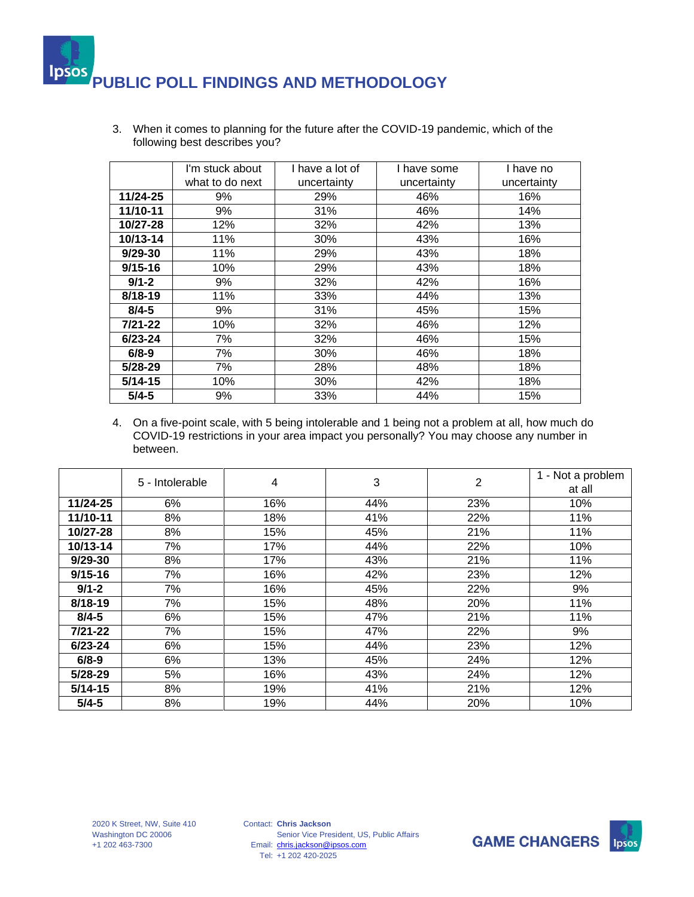# PUBLIC POLL FINDINGS AND METHODOLOGY

3. When it comes to planning for the future after the COVID-19 pandemic, which of the following best describes you?

| | I'm stuck about what to do next | I have a lot of uncertainty | I have some uncertainty | I have no uncertainty |
|---|---|---|---|---|
| **11/24-25** | 9% | 29% | 46% | 16% |
| **11/10-11** | 9% | 31% | 46% | 14% |
| **10/27-28** | 12% | 32% | 42% | 13% |
| **10/13-14** | 11% | 30% | 43% | 16% |
| **9/29-30** | 11% | 29% | 43% | 18% |
| **9/15-16** | 10% | 29% | 43% | 18% |
| **9/1-2** | 9% | 32% | 42% | 16% |
| **8/18-19** | 11% | 33% | 44% | 13% |
| **8/4-5** | 9% | 31% | 45% | 15% |
| **7/21-22** | 10% | 32% | 46% | 12% |
| **6/23-24** | 7% | 32% | 46% | 15% |
| **6/8-9** | 7% | 30% | 46% | 18% |
| **5/28-29** | 7% | 28% | 48% | 18% |
| **5/14-15** | 10% | 30% | 42% | 18% |
| **5/4-5** | 9% | 33% | 44% | 15% |

4. On a five-point scale, with 5 being intolerable and 1 being not a problem at all, how much do COVID-19 restrictions in your area impact you personally? You may choose any number in between.

| | 5 - Intolerable | 4 | 3 | 2 | 1 - Not a problem at all |
|---|---|---|---|---|---|
| **11/24-25** | 6% | 16% | 44% | 23% | 10% |
| **11/10-11** | 8% | 18% | 41% | 22% | 11% |
| **10/27-28** | 8% | 15% | 45% | 21% | 11% |
| **10/13-14** | 7% | 17% | 44% | 22% | 10% |
| **9/29-30** | 8% | 17% | 43% | 21% | 11% |
| **9/15-16** | 7% | 16% | 42% | 23% | 12% |
| **9/1-2** | 7% | 16% | 45% | 22% | 9% |
| **8/18-19** | 7% | 15% | 48% | 20% | 11% |
| **8/4-5** | 6% | 15% | 47% | 21% | 11% |
| **7/21-22** | 7% | 15% | 47% | 22% | 9% |
| **6/23-24** | 6% | 15% | 44% | 23% | 12% |
| **6/8-9** | 6% | 13% | 45% | 24% | 12% |
| **5/28-29** | 5% | 16% | 43% | 24% | 12% |
| **5/14-15** | 8% | 19% | 41% | 21% | 12% |
| **5/4-5** | 8% | 19% | 44% | 20% | 10% |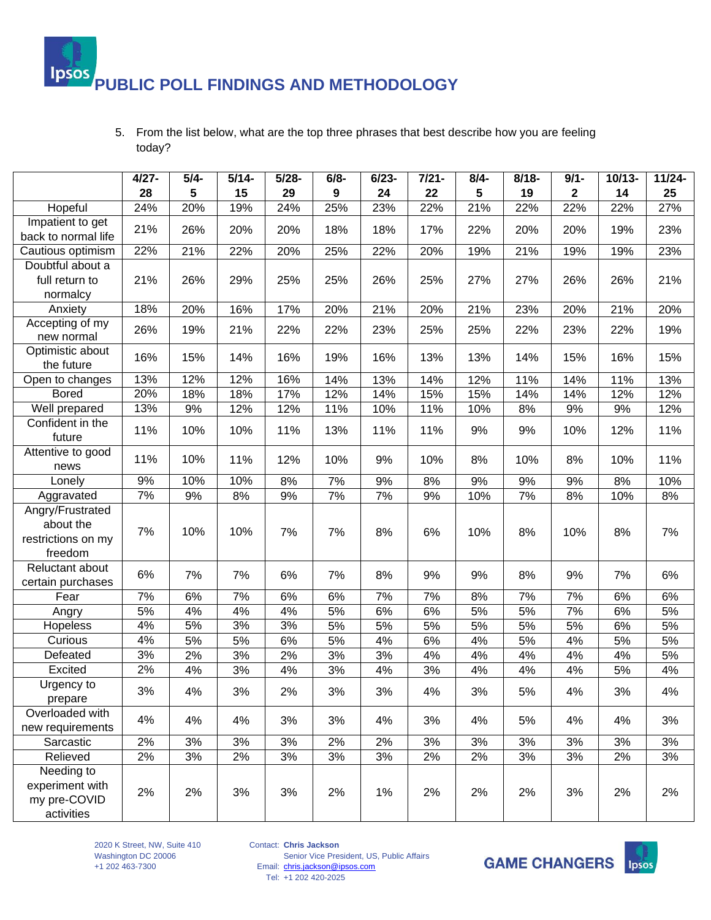5. From the list below, what are the top three phrases that best describe how you are feeling today?

| | 4/27-28 | 5/4-5 | 5/14-15 | 5/28-29 | 6/8-9 | 6/23-24 | 7/21-22 | 8/4-5 | 8/18-19 | 9/1-2 | 10/13-14 | 11/24-25 |
|---|---|---|---|---|---|---|---|---|---|---|---|---|
| Hopeful | 24% | 20% | 19% | 24% | 25% | 23% | 22% | 21% | 22% | 22% | 22% | 27% |
| Impatient to get back to normal life | 21% | 26% | 20% | 20% | 18% | 18% | 17% | 22% | 20% | 20% | 19% | 23% |
| Cautious optimism | 22% | 21% | 22% | 20% | 25% | 22% | 20% | 19% | 21% | 19% | 19% | 23% |
| Doubtful about a full return to normalcy | 21% | 26% | 29% | 25% | 25% | 26% | 25% | 27% | 27% | 26% | 26% | 21% |
| Anxiety | 18% | 20% | 16% | 17% | 20% | 21% | 20% | 21% | 23% | 20% | 21% | 20% |
| Accepting of my new normal | 26% | 19% | 21% | 22% | 22% | 23% | 25% | 25% | 22% | 23% | 22% | 19% |
| Optimistic about the future | 16% | 15% | 14% | 16% | 19% | 16% | 13% | 13% | 14% | 15% | 16% | 15% |
| Open to changes | 13% | 12% | 12% | 16% | 14% | 13% | 14% | 12% | 11% | 14% | 11% | 13% |
| Bored | 20% | 18% | 18% | 17% | 12% | 14% | 15% | 15% | 14% | 14% | 12% | 12% |
| Well prepared | 13% | 9% | 12% | 12% | 11% | 10% | 11% | 10% | 8% | 9% | 9% | 12% |
| Confident in the future | 11% | 10% | 10% | 11% | 13% | 11% | 11% | 9% | 9% | 10% | 12% | 11% |
| Attentive to good news | 11% | 10% | 11% | 12% | 10% | 9% | 10% | 8% | 10% | 8% | 10% | 11% |
| Lonely | 9% | 10% | 10% | 8% | 7% | 9% | 8% | 9% | 9% | 9% | 8% | 10% |
| Aggravated | 7% | 9% | 8% | 9% | 7% | 7% | 9% | 10% | 7% | 8% | 10% | 8% |
| Angry/Frustrated about the restrictions on my freedom | 7% | 10% | 10% | 7% | 7% | 8% | 6% | 10% | 8% | 10% | 8% | 7% |
| Reluctant about certain purchases | 6% | 7% | 7% | 6% | 7% | 8% | 9% | 9% | 8% | 9% | 7% | 6% |
| Fear | 7% | 6% | 7% | 6% | 6% | 7% | 7% | 8% | 7% | 7% | 6% | 6% |
| Angry | 5% | 4% | 4% | 4% | 5% | 6% | 6% | 5% | 5% | 7% | 6% | 5% |
| Hopeless | 4% | 5% | 3% | 3% | 5% | 5% | 5% | 5% | 5% | 5% | 6% | 5% |
| Curious | 4% | 5% | 5% | 6% | 5% | 4% | 6% | 4% | 5% | 4% | 5% | 5% |
| Defeated | 3% | 2% | 3% | 2% | 3% | 3% | 4% | 4% | 4% | 4% | 4% | 5% |
| Excited | 2% | 4% | 3% | 4% | 3% | 4% | 3% | 4% | 4% | 4% | 5% | 4% |
| Urgency to prepare | 3% | 4% | 3% | 2% | 3% | 3% | 4% | 3% | 5% | 4% | 3% | 4% |
| Overloaded with new requirements | 4% | 4% | 4% | 3% | 3% | 4% | 3% | 4% | 5% | 4% | 4% | 3% |
| Sarcastic | 2% | 3% | 3% | 3% | 2% | 2% | 3% | 3% | 3% | 3% | 3% | 3% |
| Relieved | 2% | 3% | 2% | 3% | 3% | 3% | 2% | 2% | 3% | 3% | 2% | 3% |
| Needing to experiment with my pre-COVID activities | 2% | 2% | 3% | 3% | 2% | 1% | 2% | 2% | 2% | 3% | 2% | 2% |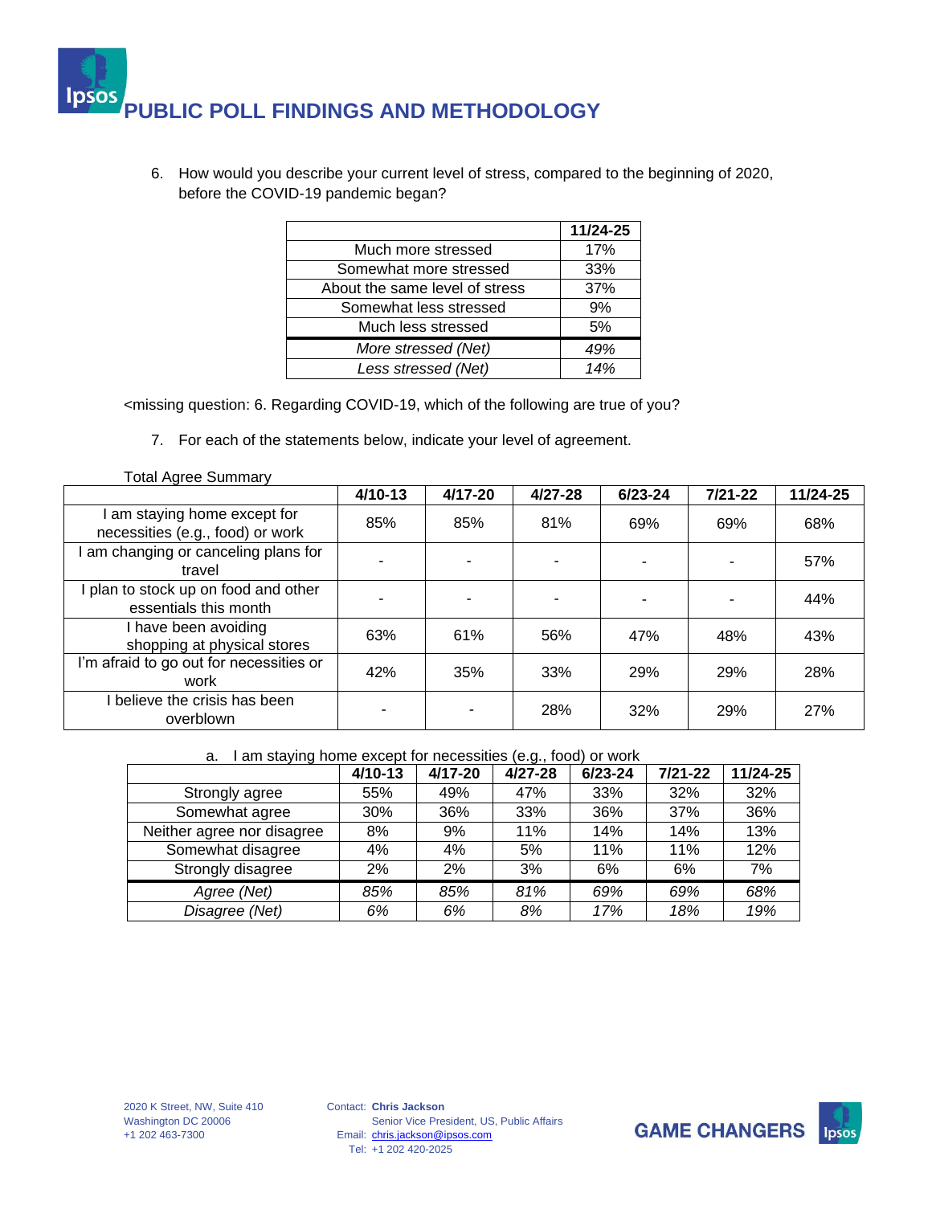6. How would you describe your current level of stress, compared to the beginning of 2020, before the COVID-19 pandemic began?

| | 11/24-25 |
|---|---|
| Much more stressed | 17% |
| Somewhat more stressed | 33% |
| About the same level of stress | 37% |
| Somewhat less stressed | 9% |
| Much less stressed | 5% |
| *More stressed (Net)* | *49%* |
| *Less stressed (Net)* | *14%* |

<missing question: 6. Regarding COVID-19, which of the following are true of you?

7. For each of the statements below, indicate your level of agreement.

Total Agree Summary

| | 4/10-13 | 4/17-20 | 4/27-28 | 6/23-24 | 7/21-22 | 11/24-25 |
|---|---|---|---|---|---|---|
| I am staying home except for necessities (e.g., food) or work | 85% | 85% | 81% | 69% | 69% | 68% |
| I am changing or canceling plans for travel | - | - | - | - | - | 57% |
| I plan to stock up on food and other essentials this month | - | - | - | - | - | 44% |
| I have been avoiding shopping at physical stores | 63% | 61% | 56% | 47% | 48% | 43% |
| I'm afraid to go out for necessities or work | 42% | 35% | 33% | 29% | 29% | 28% |
| I believe the crisis has been overblown | - | - | 28% | 32% | 29% | 27% |

a. I am staying home except for necessities (e.g., food) or work

| | 4/10-13 | 4/17-20 | 4/27-28 | 6/23-24 | 7/21-22 | 11/24-25 |
|---|---|---|---|---|---|---|
| Strongly agree | 55% | 49% | 47% | 33% | 32% | 32% |
| Somewhat agree | 30% | 36% | 33% | 36% | 37% | 36% |
| Neither agree nor disagree | 8% | 9% | 11% | 14% | 14% | 13% |
| Somewhat disagree | 4% | 4% | 5% | 11% | 11% | 12% |
| Strongly disagree | 2% | 2% | 3% | 6% | 6% | 7% |
| *Agree (Net)* | *85%* | *85%* | *81%* | *69%* | *69%* | *68%* |
| *Disagree (Net)* | *6%* | *6%* | *8%* | *17%* | *18%* | *19%* |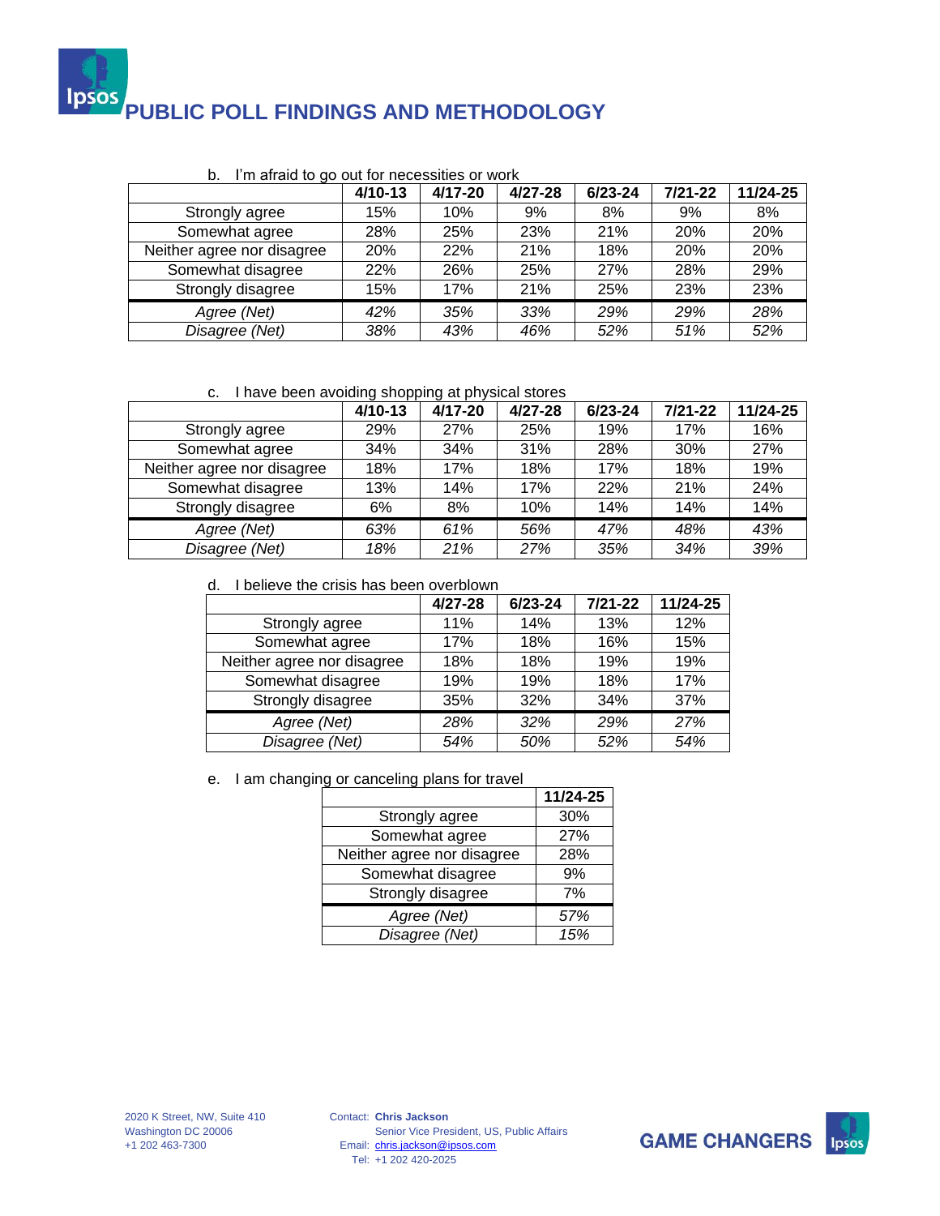b. I'm afraid to go out for necessities or work

| | 4/10-13 | 4/17-20 | 4/27-28 | 6/23-24 | 7/21-22 | 11/24-25 |
|---|---|---|---|---|---|---|
| Strongly agree | 15% | 10% | 9% | 8% | 9% | 8% |
| Somewhat agree | 28% | 25% | 23% | 21% | 20% | 20% |
| Neither agree nor disagree | 20% | 22% | 21% | 18% | 20% | 20% |
| Somewhat disagree | 22% | 26% | 25% | 27% | 28% | 29% |
| Strongly disagree | 15% | 17% | 21% | 25% | 23% | 23% |
| *Agree (Net)* | *42%* | *35%* | *33%* | *29%* | *29%* | *28%* |
| *Disagree (Net)* | *38%* | *43%* | *46%* | *52%* | *51%* | *52%* |

c. I have been avoiding shopping at physical stores

| | 4/10-13 | 4/17-20 | 4/27-28 | 6/23-24 | 7/21-22 | 11/24-25 |
|---|---|---|---|---|---|---|
| Strongly agree | 29% | 27% | 25% | 19% | 17% | 16% |
| Somewhat agree | 34% | 34% | 31% | 28% | 30% | 27% |
| Neither agree nor disagree | 18% | 17% | 18% | 17% | 18% | 19% |
| Somewhat disagree | 13% | 14% | 17% | 22% | 21% | 24% |
| Strongly disagree | 6% | 8% | 10% | 14% | 14% | 14% |
| *Agree (Net)* | *63%* | *61%* | *56%* | *47%* | *48%* | *43%* |
| *Disagree (Net)* | *18%* | *21%* | *27%* | *35%* | *34%* | *39%* |

d. I believe the crisis has been overblown

| | 4/27-28 | 6/23-24 | 7/21-22 | 11/24-25 |
|---|---|---|---|---|
| Strongly agree | 11% | 14% | 13% | 12% |
| Somewhat agree | 17% | 18% | 16% | 15% |
| Neither agree nor disagree | 18% | 18% | 19% | 19% |
| Somewhat disagree | 19% | 19% | 18% | 17% |
| Strongly disagree | 35% | 32% | 34% | 37% |
| *Agree (Net)* | *28%* | *32%* | *29%* | *27%* |
| *Disagree (Net)* | *54%* | *50%* | *52%* | *54%* |

e. I am changing or canceling plans for travel

| | 11/24-25 |
|---|---|
| Strongly agree | 30% |
| Somewhat agree | 27% |
| Neither agree nor disagree | 28% |
| Somewhat disagree | 9% |
| Strongly disagree | 7% |
| *Agree (Net)* | *57%* |
| *Disagree (Net)* | *15%* |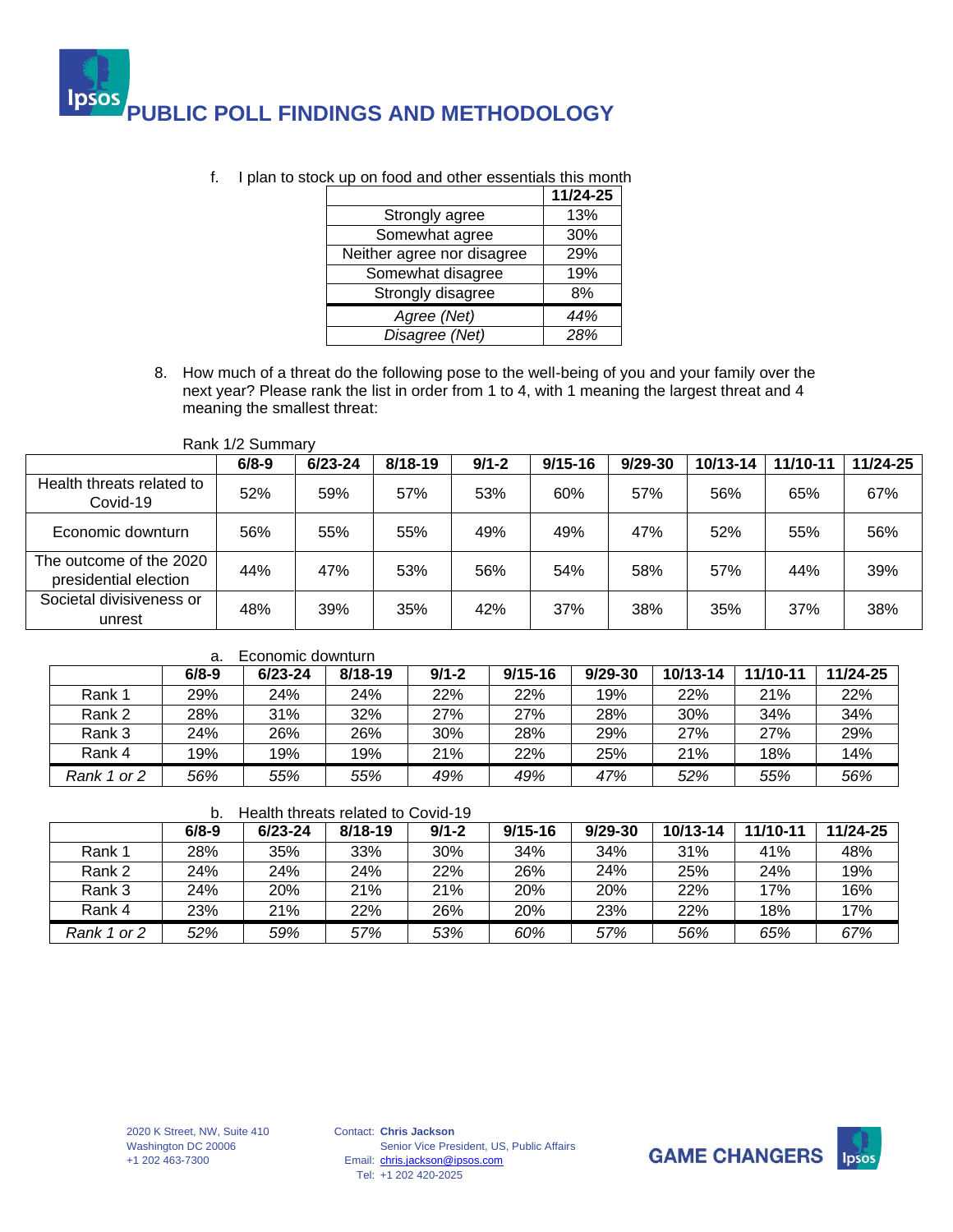f. I plan to stock up on food and other essentials this month

| | 11/24-25 |
|---|---|
| Strongly agree | 13% |
| Somewhat agree | 30% |
| Neither agree nor disagree | 29% |
| Somewhat disagree | 19% |
| Strongly disagree | 8% |
| *Agree (Net)* | *44%* |
| *Disagree (Net)* | *28%* |

8. How much of a threat do the following pose to the well-being of you and your family over the next year? Please rank the list in order from 1 to 4, with 1 meaning the largest threat and 4 meaning the smallest threat:

Rank 1/2 Summary

| | 6/8-9 | 6/23-24 | 8/18-19 | 9/1-2 | 9/15-16 | 9/29-30 | 10/13-14 | 11/10-11 | 11/24-25 |
|---|---|---|---|---|---|---|---|---|---|
| Health threats related to Covid-19 | 52% | 59% | 57% | 53% | 60% | 57% | 56% | 65% | 67% |
| Economic downturn | 56% | 55% | 55% | 49% | 49% | 47% | 52% | 55% | 56% |
| The outcome of the 2020 presidential election | 44% | 47% | 53% | 56% | 54% | 58% | 57% | 44% | 39% |
| Societal divisiveness or unrest | 48% | 39% | 35% | 42% | 37% | 38% | 35% | 37% | 38% |

a. Economic downturn

| | 6/8-9 | 6/23-24 | 8/18-19 | 9/1-2 | 9/15-16 | 9/29-30 | 10/13-14 | 11/10-11 | 11/24-25 |
|---|---|---|---|---|---|---|---|---|---|
| Rank 1 | 29% | 24% | 24% | 22% | 22% | 19% | 22% | 21% | 22% |
| Rank 2 | 28% | 31% | 32% | 27% | 27% | 28% | 30% | 34% | 34% |
| Rank 3 | 24% | 26% | 26% | 30% | 28% | 29% | 27% | 27% | 29% |
| Rank 4 | 19% | 19% | 19% | 21% | 22% | 25% | 21% | 18% | 14% |
| *Rank 1 or 2* | *56%* | *55%* | *55%* | *49%* | *49%* | *47%* | *52%* | *55%* | *56%* |

b. Health threats related to Covid-19

| | 6/8-9 | 6/23-24 | 8/18-19 | 9/1-2 | 9/15-16 | 9/29-30 | 10/13-14 | 11/10-11 | 11/24-25 |
|---|---|---|---|---|---|---|---|---|---|
| Rank 1 | 28% | 35% | 33% | 30% | 34% | 34% | 31% | 41% | 48% |
| Rank 2 | 24% | 24% | 24% | 22% | 26% | 24% | 25% | 24% | 19% |
| Rank 3 | 24% | 20% | 21% | 21% | 20% | 20% | 22% | 17% | 16% |
| Rank 4 | 23% | 21% | 22% | 26% | 20% | 23% | 22% | 18% | 17% |
| *Rank 1 or 2* | *52%* | *59%* | *57%* | *53%* | *60%* | *57%* | *56%* | *65%* | *67%* |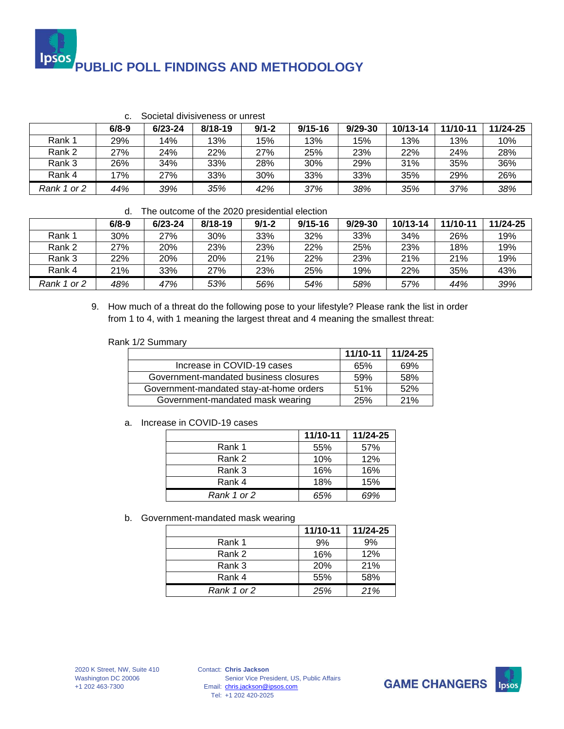c. Societal divisiveness or unrest

| | 6/8-9 | 6/23-24 | 8/18-19 | 9/1-2 | 9/15-16 | 9/29-30 | 10/13-14 | 11/10-11 | 11/24-25 |
|---|---|---|---|---|---|---|---|---|---|
| Rank 1 | 29% | 14% | 13% | 15% | 13% | 15% | 13% | 13% | 10% |
| Rank 2 | 27% | 24% | 22% | 27% | 25% | 23% | 22% | 24% | 28% |
| Rank 3 | 26% | 34% | 33% | 28% | 30% | 29% | 31% | 35% | 36% |
| Rank 4 | 17% | 27% | 33% | 30% | 33% | 33% | 35% | 29% | 26% |
| *Rank 1 or 2* | *44%* | *39%* | *35%* | *42%* | *37%* | *38%* | *35%* | *37%* | *38%* |

d. The outcome of the 2020 presidential election

| | 6/8-9 | 6/23-24 | 8/18-19 | 9/1-2 | 9/15-16 | 9/29-30 | 10/13-14 | 11/10-11 | 11/24-25 |
|---|---|---|---|---|---|---|---|---|---|
| Rank 1 | 30% | 27% | 30% | 33% | 32% | 33% | 34% | 26% | 19% |
| Rank 2 | 27% | 20% | 23% | 23% | 22% | 25% | 23% | 18% | 19% |
| Rank 3 | 22% | 20% | 20% | 21% | 22% | 23% | 21% | 21% | 19% |
| Rank 4 | 21% | 33% | 27% | 23% | 25% | 19% | 22% | 35% | 43% |
| *Rank 1 or 2* | *48%* | *47%* | *53%* | *56%* | *54%* | *58%* | *57%* | *44%* | *39%* |

9. How much of a threat do the following pose to your lifestyle? Please rank the list in order from 1 to 4, with 1 meaning the largest threat and 4 meaning the smallest threat:

Rank 1/2 Summary

| | 11/10-11 | 11/24-25 |
|---|---|---|
| Increase in COVID-19 cases | 65% | 69% |
| Government-mandated business closures | 59% | 58% |
| Government-mandated stay-at-home orders | 51% | 52% |
| Government-mandated mask wearing | 25% | 21% |

a. Increase in COVID-19 cases

| | 11/10-11 | 11/24-25 |
|---|---|---|
| Rank 1 | 55% | 57% |
| Rank 2 | 10% | 12% |
| Rank 3 | 16% | 16% |
| Rank 4 | 18% | 15% |
| *Rank 1 or 2* | *65%* | *69%* |

b. Government-mandated mask wearing

| | 11/10-11 | 11/24-25 |
|---|---|---|
| Rank 1 | 9% | 9% |
| Rank 2 | 16% | 12% |
| Rank 3 | 20% | 21% |
| Rank 4 | 55% | 58% |
| *Rank 1 or 2* | *25%* | *21%* |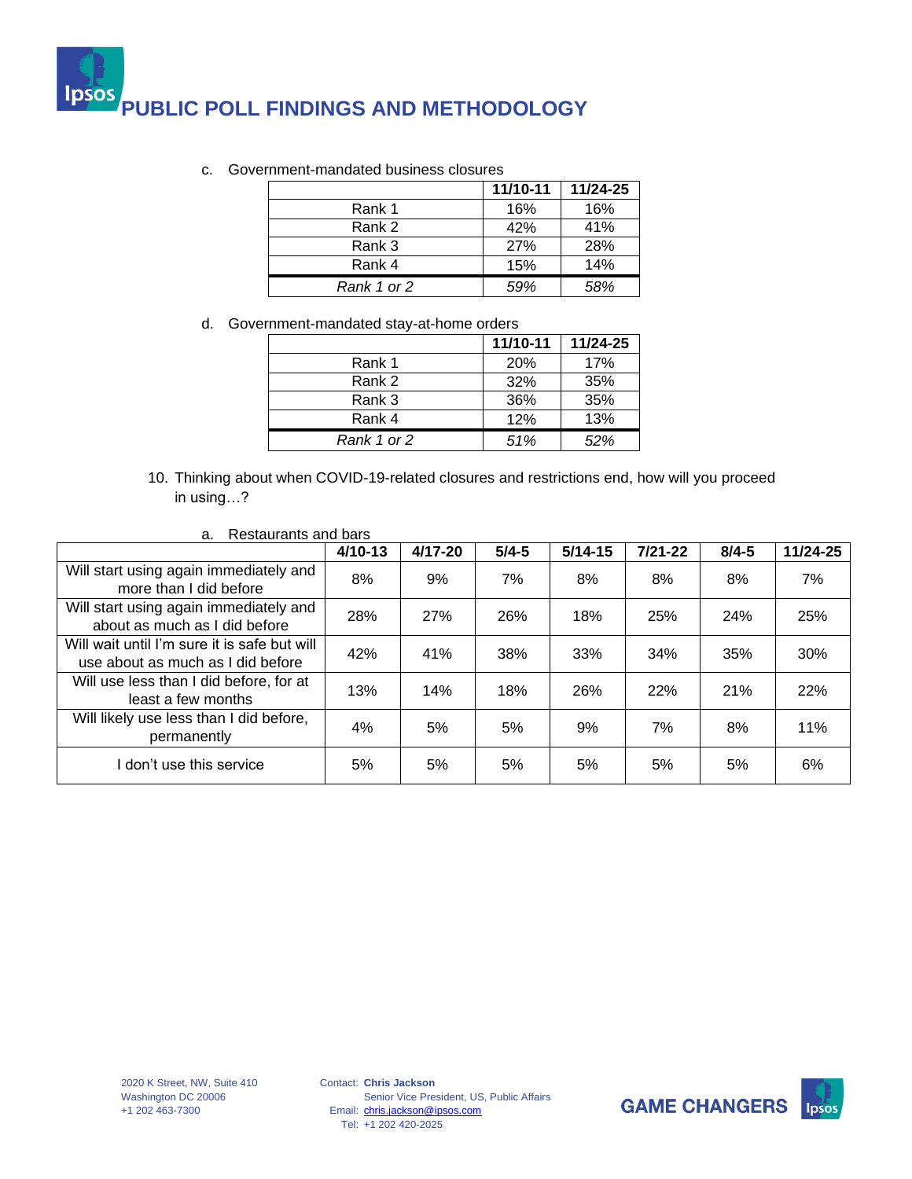c. Government-mandated business closures

| | 11/10-11 | 11/24-25 |
|---|---|---|
| Rank 1 | 16% | 16% |
| Rank 2 | 42% | 41% |
| Rank 3 | 27% | 28% |
| Rank 4 | 15% | 14% |
| *Rank 1 or 2* | *59%* | *58%* |

d. Government-mandated stay-at-home orders

| | 11/10-11 | 11/24-25 |
|---|---|---|
| Rank 1 | 20% | 17% |
| Rank 2 | 32% | 35% |
| Rank 3 | 36% | 35% |
| Rank 4 | 12% | 13% |
| *Rank 1 or 2* | *51%* | *52%* |

10. Thinking about when COVID-19-related closures and restrictions end, how will you proceed in using…?

a. Restaurants and bars

| | 4/10-13 | 4/17-20 | 5/4-5 | 5/14-15 | 7/21-22 | 8/4-5 | 11/24-25 |
|---|---|---|---|---|---|---|---|
| Will start using again immediately and more than I did before | 8% | 9% | 7% | 8% | 8% | 8% | 7% |
| Will start using again immediately and about as much as I did before | 28% | 27% | 26% | 18% | 25% | 24% | 25% |
| Will wait until I'm sure it is safe but will use about as much as I did before | 42% | 41% | 38% | 33% | 34% | 35% | 30% |
| Will use less than I did before, for at least a few months | 13% | 14% | 18% | 26% | 22% | 21% | 22% |
| Will likely use less than I did before, permanently | 4% | 5% | 5% | 9% | 7% | 8% | 11% |
| I don't use this service | 5% | 5% | 5% | 5% | 5% | 5% | 6% |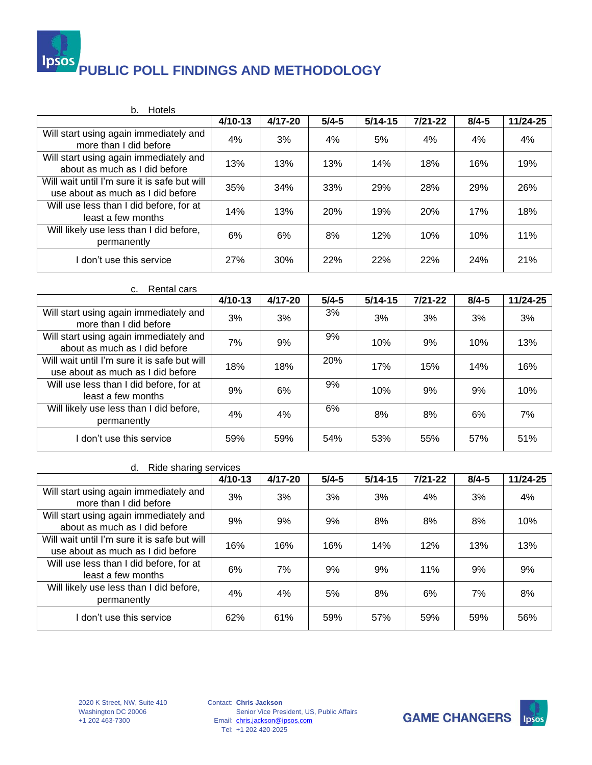b. Hotels

| | 4/10-13 | 4/17-20 | 5/4-5 | 5/14-15 | 7/21-22 | 8/4-5 | 11/24-25 |
|---|---|---|---|---|---|---|---|
| Will start using again immediately and more than I did before | 4% | 3% | 4% | 5% | 4% | 4% | 4% |
| Will start using again immediately and about as much as I did before | 13% | 13% | 13% | 14% | 18% | 16% | 19% |
| Will wait until I'm sure it is safe but will use about as much as I did before | 35% | 34% | 33% | 29% | 28% | 29% | 26% |
| Will use less than I did before, for at least a few months | 14% | 13% | 20% | 19% | 20% | 17% | 18% |
| Will likely use less than I did before, permanently | 6% | 6% | 8% | 12% | 10% | 10% | 11% |
| I don't use this service | 27% | 30% | 22% | 22% | 22% | 24% | 21% |

c. Rental cars

| | 4/10-13 | 4/17-20 | 5/4-5 | 5/14-15 | 7/21-22 | 8/4-5 | 11/24-25 |
|---|---|---|---|---|---|---|---|
| Will start using again immediately and more than I did before | 3% | 3% | 3% | 3% | 3% | 3% | 3% |
| Will start using again immediately and about as much as I did before | 7% | 9% | 9% | 10% | 9% | 10% | 13% |
| Will wait until I'm sure it is safe but will use about as much as I did before | 18% | 18% | 20% | 17% | 15% | 14% | 16% |
| Will use less than I did before, for at least a few months | 9% | 6% | 9% | 10% | 9% | 9% | 10% |
| Will likely use less than I did before, permanently | 4% | 4% | 6% | 8% | 8% | 6% | 7% |
| I don't use this service | 59% | 59% | 54% | 53% | 55% | 57% | 51% |

d. Ride sharing services

| | 4/10-13 | 4/17-20 | 5/4-5 | 5/14-15 | 7/21-22 | 8/4-5 | 11/24-25 |
|---|---|---|---|---|---|---|---|
| Will start using again immediately and more than I did before | 3% | 3% | 3% | 3% | 4% | 3% | 4% |
| Will start using again immediately and about as much as I did before | 9% | 9% | 9% | 8% | 8% | 8% | 10% |
| Will wait until I'm sure it is safe but will use about as much as I did before | 16% | 16% | 16% | 14% | 12% | 13% | 13% |
| Will use less than I did before, for at least a few months | 6% | 7% | 9% | 9% | 11% | 9% | 9% |
| Will likely use less than I did before, permanently | 4% | 4% | 5% | 8% | 6% | 7% | 8% |
| I don't use this service | 62% | 61% | 59% | 57% | 59% | 59% | 56% |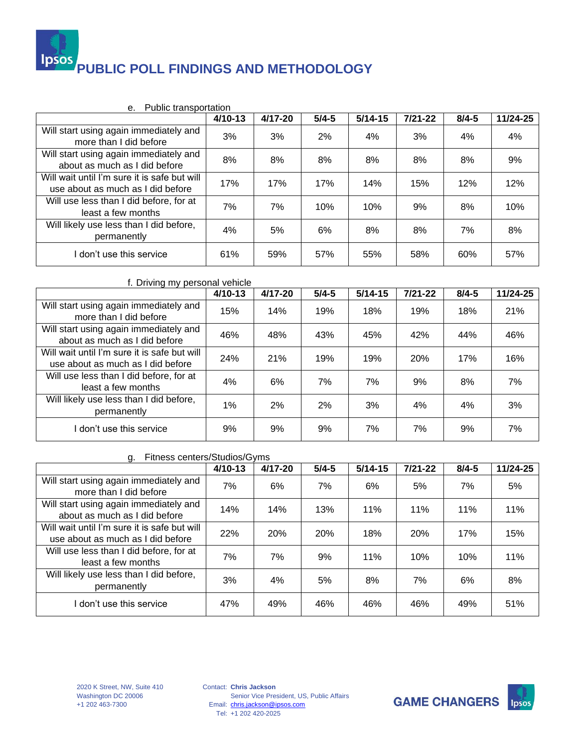# PUBLIC POLL FINDINGS AND METHODOLOGY

e. Public transportation

| | 4/10-13 | 4/17-20 | 5/4-5 | 5/14-15 | 7/21-22 | 8/4-5 | 11/24-25 |
|---|---|---|---|---|---|---|---|
| Will start using again immediately and more than I did before | 3% | 3% | 2% | 4% | 3% | 4% | 4% |
| Will start using again immediately and about as much as I did before | 8% | 8% | 8% | 8% | 8% | 8% | 9% |
| Will wait until I'm sure it is safe but will use about as much as I did before | 17% | 17% | 17% | 14% | 15% | 12% | 12% |
| Will use less than I did before, for at least a few months | 7% | 7% | 10% | 10% | 9% | 8% | 10% |
| Will likely use less than I did before, permanently | 4% | 5% | 6% | 8% | 8% | 7% | 8% |
| I don't use this service | 61% | 59% | 57% | 55% | 58% | 60% | 57% |

f. Driving my personal vehicle

| | 4/10-13 | 4/17-20 | 5/4-5 | 5/14-15 | 7/21-22 | 8/4-5 | 11/24-25 |
|---|---|---|---|---|---|---|---|
| Will start using again immediately and more than I did before | 15% | 14% | 19% | 18% | 19% | 18% | 21% |
| Will start using again immediately and about as much as I did before | 46% | 48% | 43% | 45% | 42% | 44% | 46% |
| Will wait until I'm sure it is safe but will use about as much as I did before | 24% | 21% | 19% | 19% | 20% | 17% | 16% |
| Will use less than I did before, for at least a few months | 4% | 6% | 7% | 7% | 9% | 8% | 7% |
| Will likely use less than I did before, permanently | 1% | 2% | 2% | 3% | 4% | 4% | 3% |
| I don't use this service | 9% | 9% | 9% | 7% | 7% | 9% | 7% |

g. Fitness centers/Studios/Gyms

| | 4/10-13 | 4/17-20 | 5/4-5 | 5/14-15 | 7/21-22 | 8/4-5 | 11/24-25 |
|---|---|---|---|---|---|---|---|
| Will start using again immediately and more than I did before | 7% | 6% | 7% | 6% | 5% | 7% | 5% |
| Will start using again immediately and about as much as I did before | 14% | 14% | 13% | 11% | 11% | 11% | 11% |
| Will wait until I'm sure it is safe but will use about as much as I did before | 22% | 20% | 20% | 18% | 20% | 17% | 15% |
| Will use less than I did before, for at least a few months | 7% | 7% | 9% | 11% | 10% | 10% | 11% |
| Will likely use less than I did before, permanently | 3% | 4% | 5% | 8% | 7% | 6% | 8% |
| I don't use this service | 47% | 49% | 46% | 46% | 46% | 49% | 51% |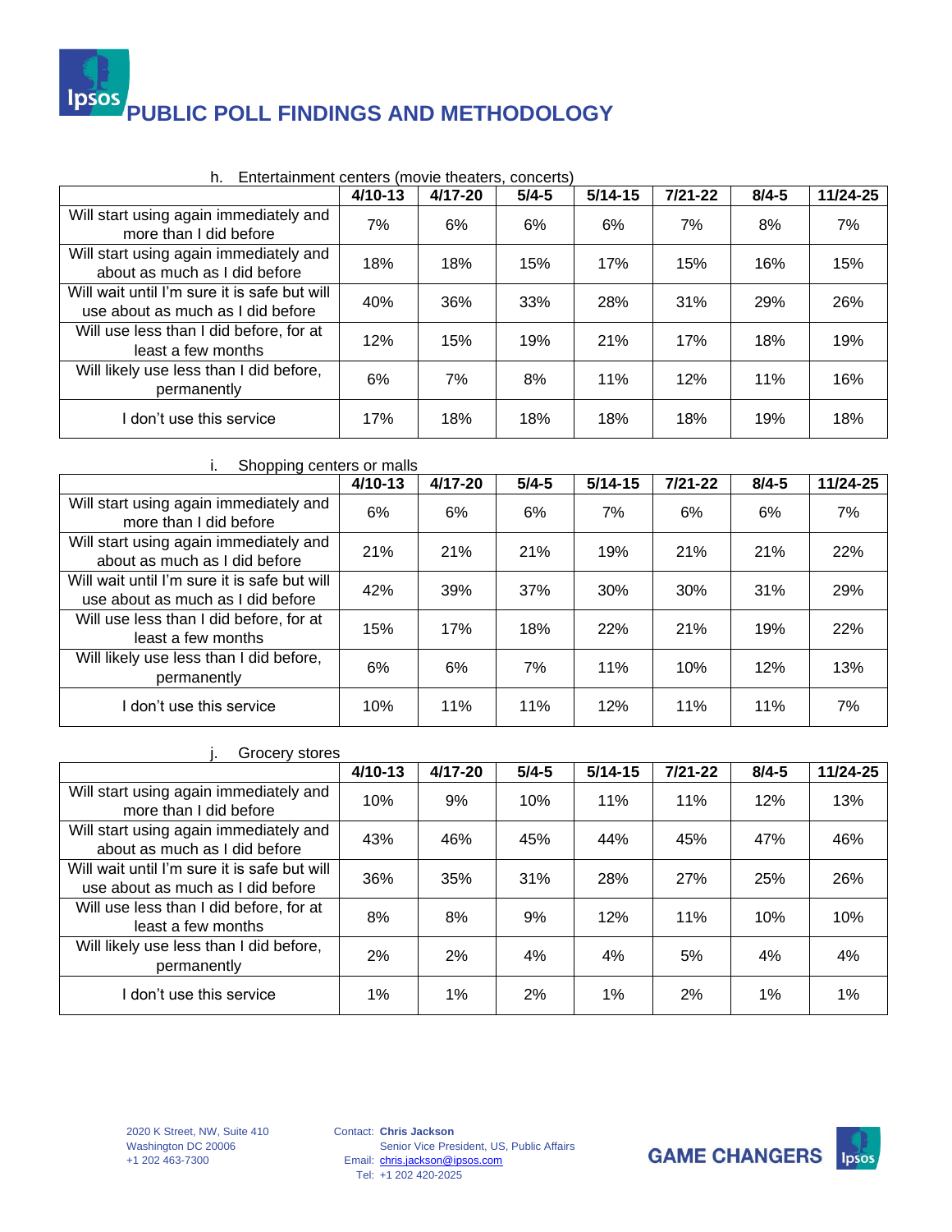h. Entertainment centers (movie theaters, concerts)

| | 4/10-13 | 4/17-20 | 5/4-5 | 5/14-15 | 7/21-22 | 8/4-5 | 11/24-25 |
|---|---|---|---|---|---|---|---|
| Will start using again immediately and more than I did before | 7% | 6% | 6% | 6% | 7% | 8% | 7% |
| Will start using again immediately and about as much as I did before | 18% | 18% | 15% | 17% | 15% | 16% | 15% |
| Will wait until I'm sure it is safe but will use about as much as I did before | 40% | 36% | 33% | 28% | 31% | 29% | 26% |
| Will use less than I did before, for at least a few months | 12% | 15% | 19% | 21% | 17% | 18% | 19% |
| Will likely use less than I did before, permanently | 6% | 7% | 8% | 11% | 12% | 11% | 16% |
| I don't use this service | 17% | 18% | 18% | 18% | 18% | 19% | 18% |

i. Shopping centers or malls

| | 4/10-13 | 4/17-20 | 5/4-5 | 5/14-15 | 7/21-22 | 8/4-5 | 11/24-25 |
|---|---|---|---|---|---|---|---|
| Will start using again immediately and more than I did before | 6% | 6% | 6% | 7% | 6% | 6% | 7% |
| Will start using again immediately and about as much as I did before | 21% | 21% | 21% | 19% | 21% | 21% | 22% |
| Will wait until I'm sure it is safe but will use about as much as I did before | 42% | 39% | 37% | 30% | 30% | 31% | 29% |
| Will use less than I did before, for at least a few months | 15% | 17% | 18% | 22% | 21% | 19% | 22% |
| Will likely use less than I did before, permanently | 6% | 6% | 7% | 11% | 10% | 12% | 13% |
| I don't use this service | 10% | 11% | 11% | 12% | 11% | 11% | 7% |

j. Grocery stores

| | 4/10-13 | 4/17-20 | 5/4-5 | 5/14-15 | 7/21-22 | 8/4-5 | 11/24-25 |
|---|---|---|---|---|---|---|---|
| Will start using again immediately and more than I did before | 10% | 9% | 10% | 11% | 11% | 12% | 13% |
| Will start using again immediately and about as much as I did before | 43% | 46% | 45% | 44% | 45% | 47% | 46% |
| Will wait until I'm sure it is safe but will use about as much as I did before | 36% | 35% | 31% | 28% | 27% | 25% | 26% |
| Will use less than I did before, for at least a few months | 8% | 8% | 9% | 12% | 11% | 10% | 10% |
| Will likely use less than I did before, permanently | 2% | 2% | 4% | 4% | 5% | 4% | 4% |
| I don't use this service | 1% | 1% | 2% | 1% | 2% | 1% | 1% |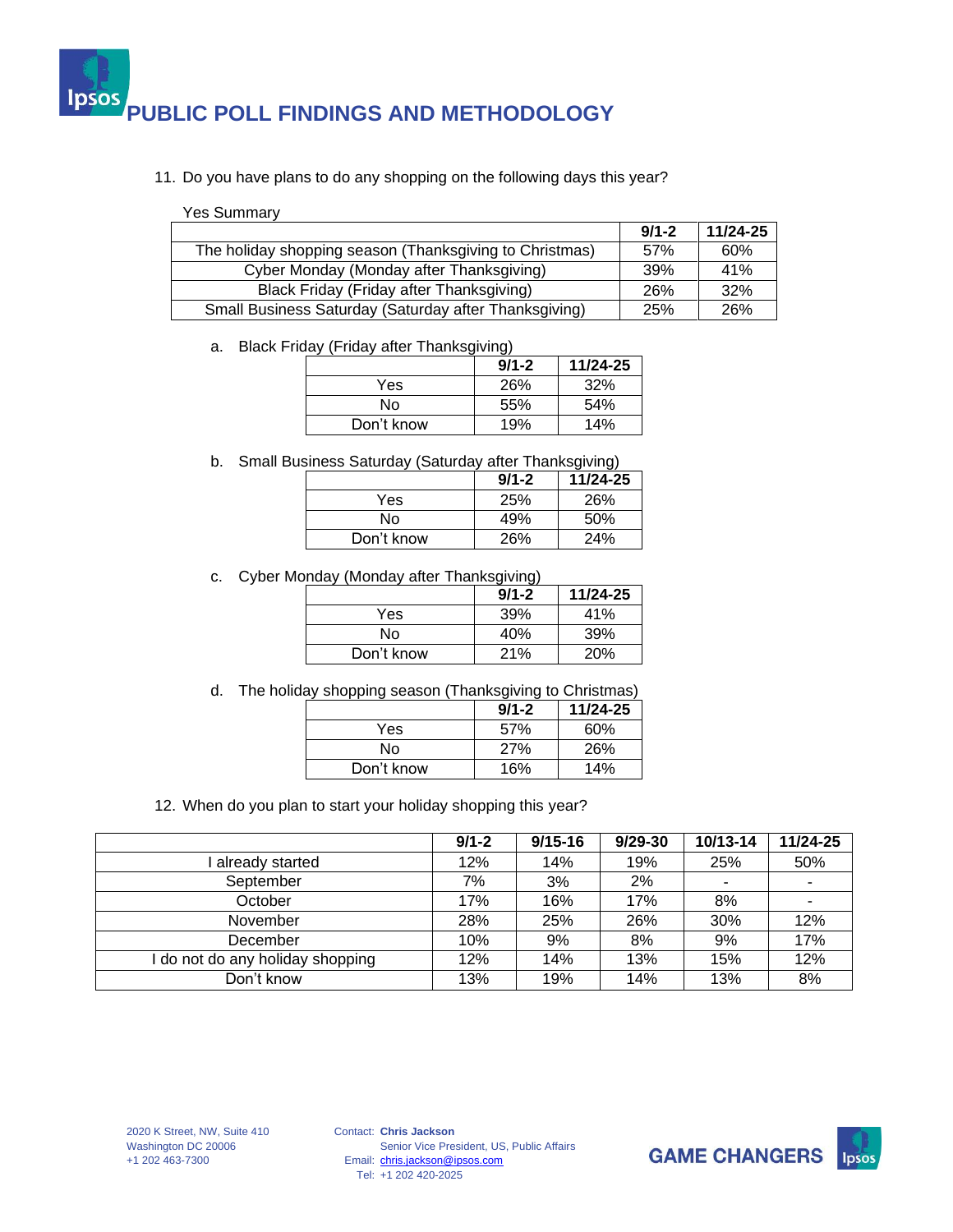11. Do you have plans to do any shopping on the following days this year?

Yes Summary

| | 9/1-2 | 11/24-25 |
|---|---|---|
| The holiday shopping season (Thanksgiving to Christmas) | 57% | 60% |
| Cyber Monday (Monday after Thanksgiving) | 39% | 41% |
| Black Friday (Friday after Thanksgiving) | 26% | 32% |
| Small Business Saturday (Saturday after Thanksgiving) | 25% | 26% |

a. Black Friday (Friday after Thanksgiving)

| | 9/1-2 | 11/24-25 |
|---|---|---|
| Yes | 26% | 32% |
| No | 55% | 54% |
| Don't know | 19% | 14% |

b. Small Business Saturday (Saturday after Thanksgiving)

| | 9/1-2 | 11/24-25 |
|---|---|---|
| Yes | 25% | 26% |
| No | 49% | 50% |
| Don't know | 26% | 24% |

c. Cyber Monday (Monday after Thanksgiving)

| | 9/1-2 | 11/24-25 |
|---|---|---|
| Yes | 39% | 41% |
| No | 40% | 39% |
| Don't know | 21% | 20% |

d. The holiday shopping season (Thanksgiving to Christmas)

| | 9/1-2 | 11/24-25 |
|---|---|---|
| Yes | 57% | 60% |
| No | 27% | 26% |
| Don't know | 16% | 14% |

12. When do you plan to start your holiday shopping this year?

| | 9/1-2 | 9/15-16 | 9/29-30 | 10/13-14 | 11/24-25 |
|---|---|---|---|---|---|
| I already started | 12% | 14% | 19% | 25% | 50% |
| September | 7% | 3% | 2% | - | - |
| October | 17% | 16% | 17% | 8% | - |
| November | 28% | 25% | 26% | 30% | 12% |
| December | 10% | 9% | 8% | 9% | 17% |
| I do not do any holiday shopping | 12% | 14% | 13% | 15% | 12% |
| Don't know | 13% | 19% | 14% | 13% | 8% |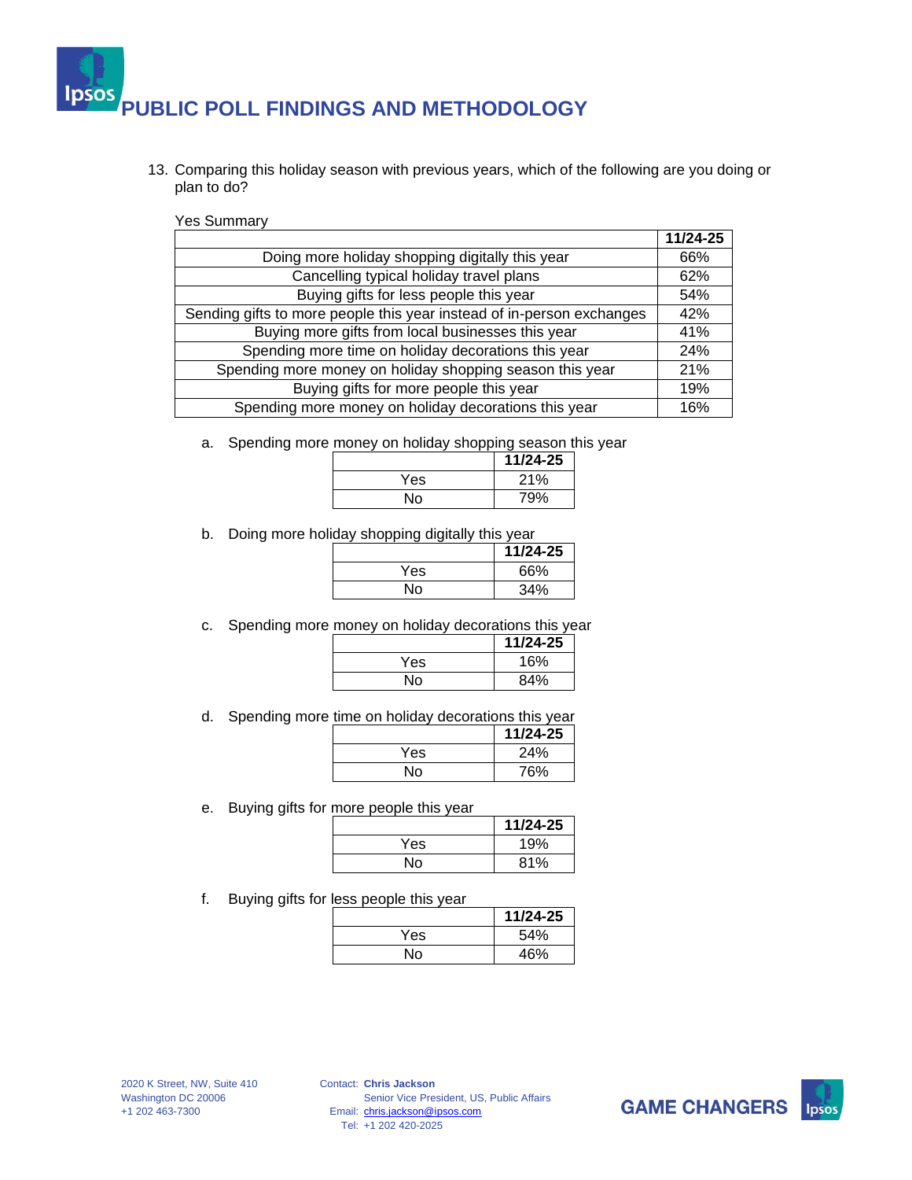13. Comparing this holiday season with previous years, which of the following are you doing or plan to do?

Yes Summary

| | 11/24-25 |
|---|---|
| Doing more holiday shopping digitally this year | 66% |
| Cancelling typical holiday travel plans | 62% |
| Buying gifts for less people this year | 54% |
| Sending gifts to more people this year instead of in-person exchanges | 42% |
| Buying more gifts from local businesses this year | 41% |
| Spending more time on holiday decorations this year | 24% |
| Spending more money on holiday shopping season this year | 21% |
| Buying gifts for more people this year | 19% |
| Spending more money on holiday decorations this year | 16% |

a. Spending more money on holiday shopping season this year

| | 11/24-25 |
|---|---|
| Yes | 21% |
| No | 79% |

b. Doing more holiday shopping digitally this year

| | 11/24-25 |
|---|---|
| Yes | 66% |
| No | 34% |

c. Spending more money on holiday decorations this year

| | 11/24-25 |
|---|---|
| Yes | 16% |
| No | 84% |

d. Spending more time on holiday decorations this year

| | 11/24-25 |
|---|---|
| Yes | 24% |
| No | 76% |

e. Buying gifts for more people this year

| | 11/24-25 |
|---|---|
| Yes | 19% |
| No | 81% |

f. Buying gifts for less people this year

| | 11/24-25 |
|---|---|
| Yes | 54% |
| No | 46% |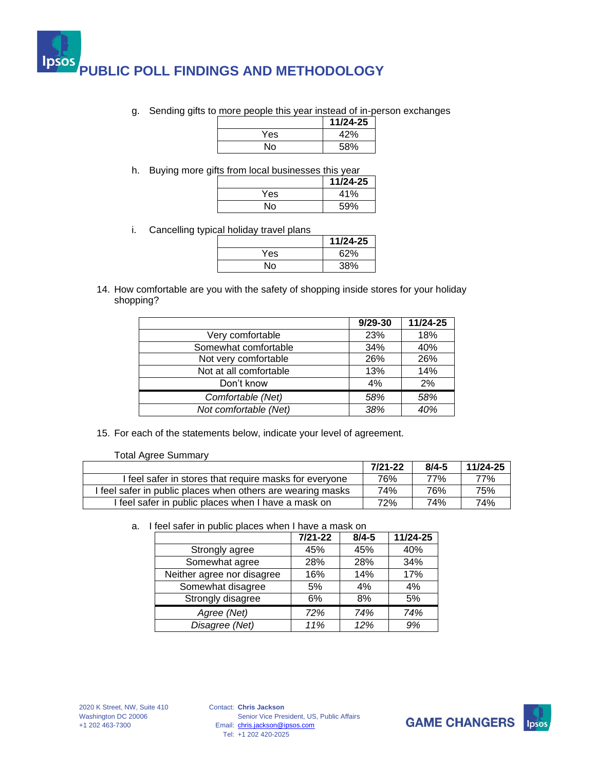g. Sending gifts to more people this year instead of in-person exchanges

| | 11/24-25 |
|---|---|
| Yes | 42% |
| No | 58% |

h. Buying more gifts from local businesses this year

| | 11/24-25 |
|---|---|
| Yes | 41% |
| No | 59% |

i. Cancelling typical holiday travel plans

| | 11/24-25 |
|---|---|
| Yes | 62% |
| No | 38% |

14. How comfortable are you with the safety of shopping inside stores for your holiday shopping?

| | 9/29-30 | 11/24-25 |
|---|---|---|
| Very comfortable | 23% | 18% |
| Somewhat comfortable | 34% | 40% |
| Not very comfortable | 26% | 26% |
| Not at all comfortable | 13% | 14% |
| Don't know | 4% | 2% |
| *Comfortable (Net)* | *58%* | *58%* |
| *Not comfortable (Net)* | *38%* | *40%* |

15. For each of the statements below, indicate your level of agreement.

Total Agree Summary

| | 7/21-22 | 8/4-5 | 11/24-25 |
|---|---|---|---|
| I feel safer in stores that require masks for everyone | 76% | 77% | 77% |
| I feel safer in public places when others are wearing masks | 74% | 76% | 75% |
| I feel safer in public places when I have a mask on | 72% | 74% | 74% |

a. I feel safer in public places when I have a mask on

| | 7/21-22 | 8/4-5 | 11/24-25 |
|---|---|---|---|
| Strongly agree | 45% | 45% | 40% |
| Somewhat agree | 28% | 28% | 34% |
| Neither agree nor disagree | 16% | 14% | 17% |
| Somewhat disagree | 5% | 4% | 4% |
| Strongly disagree | 6% | 8% | 5% |
| *Agree (Net)* | *72%* | *74%* | *74%* |
| *Disagree (Net)* | *11%* | *12%* | *9%* |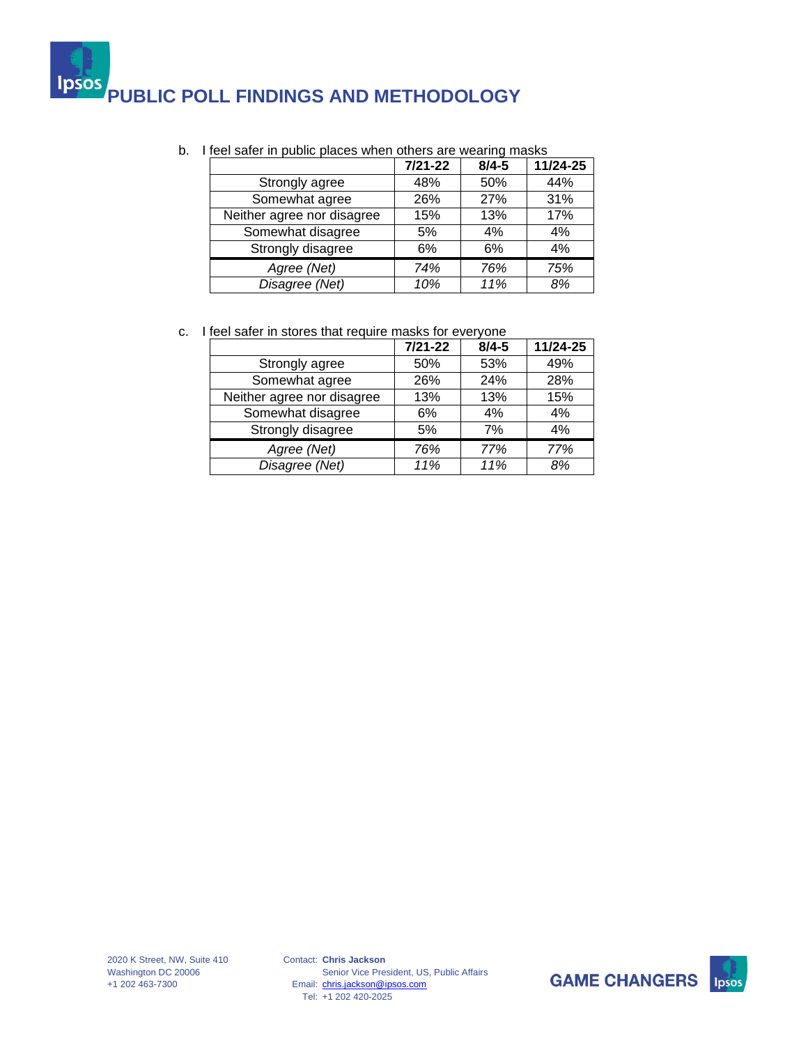b. I feel safer in public places when others are wearing masks

| | 7/21-22 | 8/4-5 | 11/24-25 |
|---|---|---|---|
| Strongly agree | 48% | 50% | 44% |
| Somewhat agree | 26% | 27% | 31% |
| Neither agree nor disagree | 15% | 13% | 17% |
| Somewhat disagree | 5% | 4% | 4% |
| Strongly disagree | 6% | 6% | 4% |
| *Agree (Net)* | *74%* | *76%* | *75%* |
| *Disagree (Net)* | *10%* | *11%* | *8%* |

c. I feel safer in stores that require masks for everyone

| | 7/21-22 | 8/4-5 | 11/24-25 |
|---|---|---|---|
| Strongly agree | 50% | 53% | 49% |
| Somewhat agree | 26% | 24% | 28% |
| Neither agree nor disagree | 13% | 13% | 15% |
| Somewhat disagree | 6% | 4% | 4% |
| Strongly disagree | 5% | 7% | 4% |
| *Agree (Net)* | *76%* | *77%* | *77%* |
| *Disagree (Net)* | *11%* | *11%* | *8%* |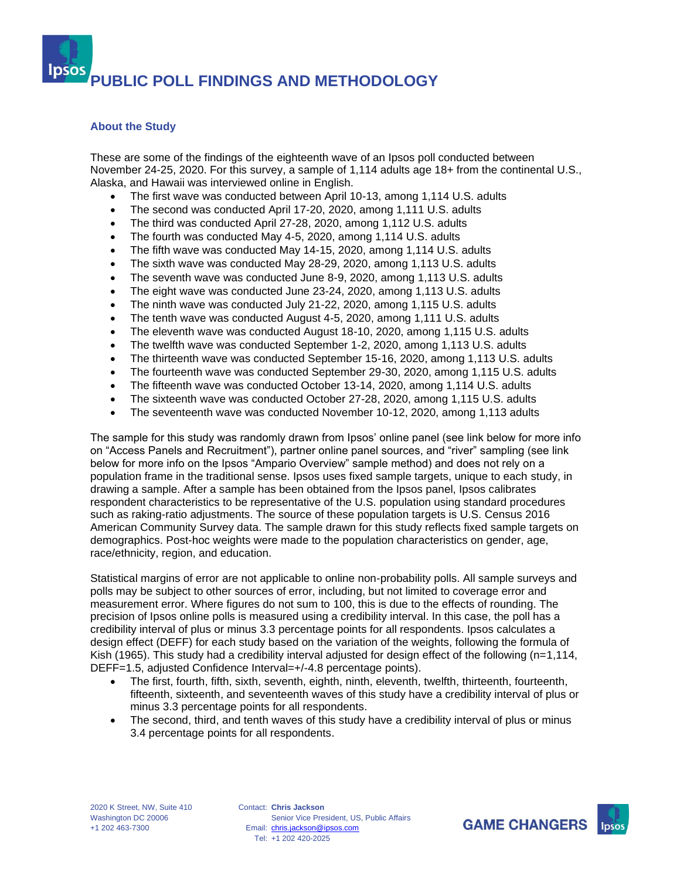# PUBLIC POLL FINDINGS AND METHODOLOGY

### About the Study

These are some of the findings of the eighteenth wave of an Ipsos poll conducted between November 24-25, 2020. For this survey, a sample of 1,114 adults age 18+ from the continental U.S., Alaska, and Hawaii was interviewed online in English.

- The first wave was conducted between April 10-13, among 1,114 U.S. adults
- The second was conducted April 17-20, 2020, among 1,111 U.S. adults
- The third was conducted April 27-28, 2020, among 1,112 U.S. adults
- The fourth was conducted May 4-5, 2020, among 1,114 U.S. adults
- The fifth wave was conducted May 14-15, 2020, among 1,114 U.S. adults
- The sixth wave was conducted May 28-29, 2020, among 1,113 U.S. adults
- The seventh wave was conducted June 8-9, 2020, among 1,113 U.S. adults
- The eight wave was conducted June 23-24, 2020, among 1,113 U.S. adults
- The ninth wave was conducted July 21-22, 2020, among 1,115 U.S. adults
- The tenth wave was conducted August 4-5, 2020, among 1,111 U.S. adults
- The eleventh wave was conducted August 18-10, 2020, among 1,115 U.S. adults
- The twelfth wave was conducted September 1-2, 2020, among 1,113 U.S. adults
- The thirteenth wave was conducted September 15-16, 2020, among 1,113 U.S. adults
- The fourteenth wave was conducted September 29-30, 2020, among 1,115 U.S. adults
- The fifteenth wave was conducted October 13-14, 2020, among 1,114 U.S. adults
- The sixteenth wave was conducted October 27-28, 2020, among 1,115 U.S. adults
- The seventeenth wave was conducted November 10-12, 2020, among 1,113 adults

The sample for this study was randomly drawn from Ipsos' online panel (see link below for more info on "Access Panels and Recruitment"), partner online panel sources, and "river" sampling (see link below for more info on the Ipsos "Ampario Overview" sample method) and does not rely on a population frame in the traditional sense. Ipsos uses fixed sample targets, unique to each study, in drawing a sample. After a sample has been obtained from the Ipsos panel, Ipsos calibrates respondent characteristics to be representative of the U.S. population using standard procedures such as raking-ratio adjustments. The source of these population targets is U.S. Census 2016 American Community Survey data. The sample drawn for this study reflects fixed sample targets on demographics. Post-hoc weights were made to the population characteristics on gender, age, race/ethnicity, region, and education.

Statistical margins of error are not applicable to online non-probability polls. All sample surveys and polls may be subject to other sources of error, including, but not limited to coverage error and measurement error. Where figures do not sum to 100, this is due to the effects of rounding. The precision of Ipsos online polls is measured using a credibility interval. In this case, the poll has a credibility interval of plus or minus 3.3 percentage points for all respondents. Ipsos calculates a design effect (DEFF) for each study based on the variation of the weights, following the formula of Kish (1965). This study had a credibility interval adjusted for design effect of the following (n=1,114, DEFF=1.5, adjusted Confidence Interval=+/-4.8 percentage points).

- The first, fourth, fifth, sixth, seventh, eighth, ninth, eleventh, twelfth, thirteenth, fourteenth, fifteenth, sixteenth, and seventeenth waves of this study have a credibility interval of plus or minus 3.3 percentage points for all respondents.
- The second, third, and tenth waves of this study have a credibility interval of plus or minus 3.4 percentage points for all respondents.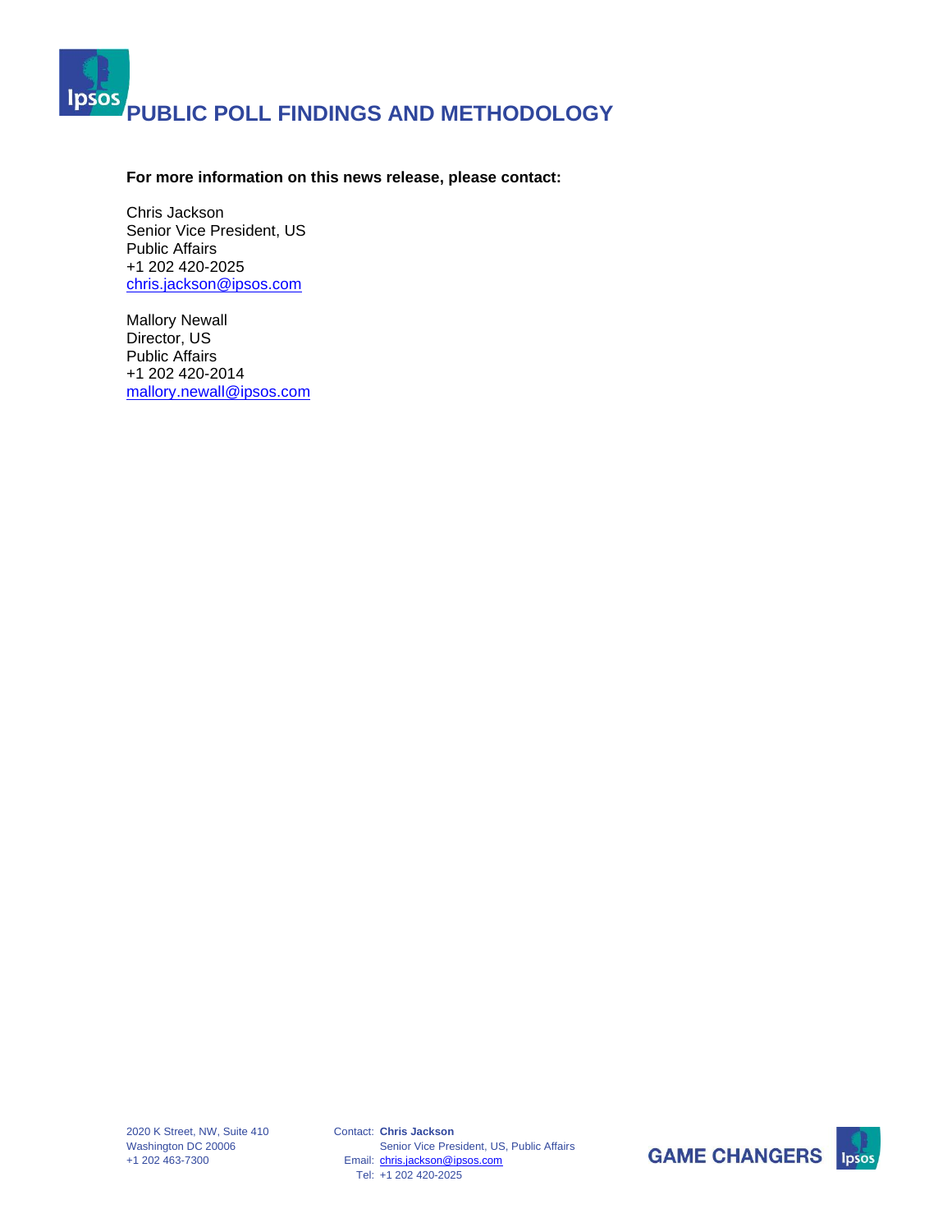# PUBLIC POLL FINDINGS AND METHODOLOGY

**For more information on this news release, please contact:**

Chris Jackson
Senior Vice President, US
Public Affairs
+1 202 420-2025
chris.jackson@ipsos.com

Mallory Newall
Director, US
Public Affairs
+1 202 420-2014
mallory.newall@ipsos.com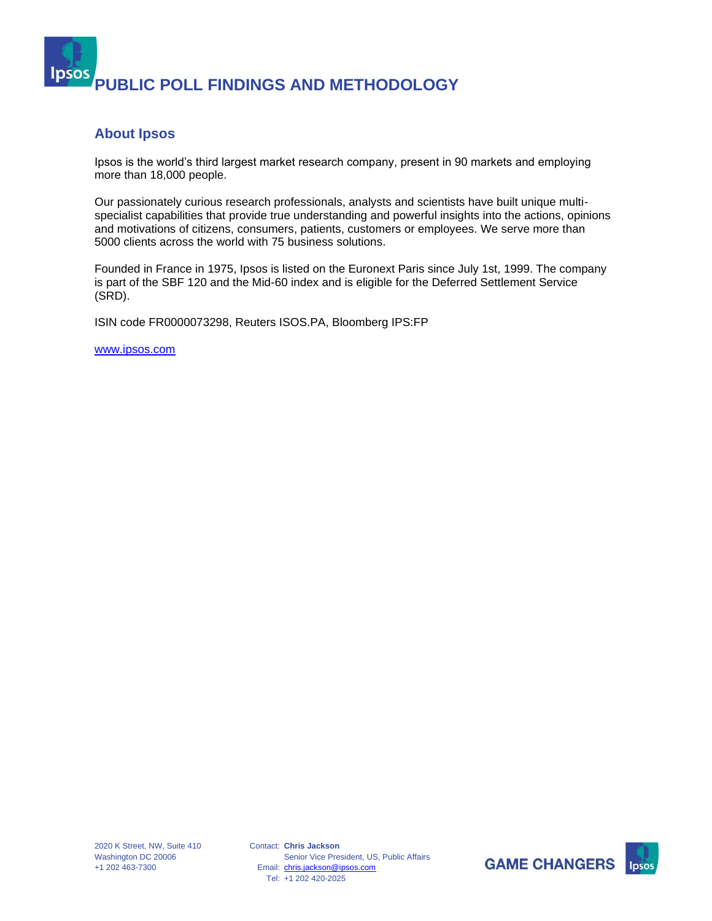# PUBLIC POLL FINDINGS AND METHODOLOGY

## About Ipsos

Ipsos is the world's third largest market research company, present in 90 markets and employing more than 18,000 people.

Our passionately curious research professionals, analysts and scientists have built unique multi-specialist capabilities that provide true understanding and powerful insights into the actions, opinions and motivations of citizens, consumers, patients, customers or employees. We serve more than 5000 clients across the world with 75 business solutions.

Founded in France in 1975, Ipsos is listed on the Euronext Paris since July 1st, 1999. The company is part of the SBF 120 and the Mid-60 index and is eligible for the Deferred Settlement Service (SRD).

ISIN code FR0000073298, Reuters ISOS.PA, Bloomberg IPS:FP

www.ipsos.com

2020 K Street, NW, Suite 410
Washington DC 20006
+1 202 463-7300

Contact: **Chris Jackson**
Senior Vice President, US, Public Affairs
Email: chris.jackson@ipsos.com
Tel: +1 202 420-2025

GAME CHANGERS